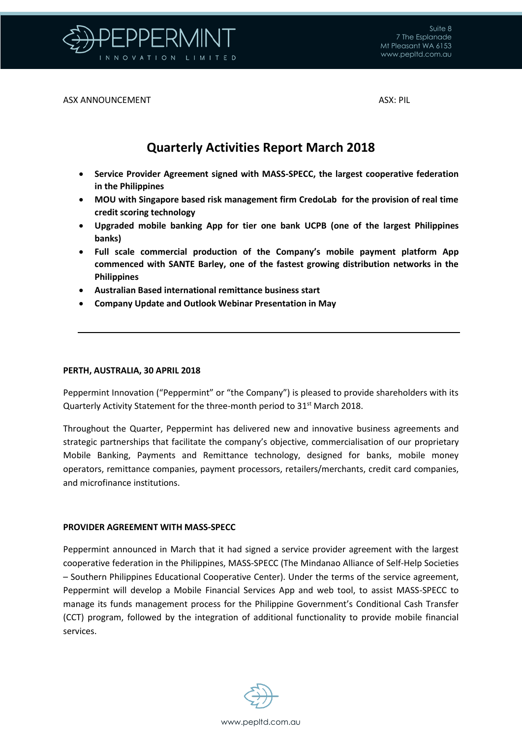ASX ANNOUNCEMENT ASX: PIL

# Quarterly Activities Report March 2018

- **Service Provider Agreement signed with MASS-SPECC, the largest cooperative federation in the Philippines**
- **MOU with Singapore based risk management firm CredoLab for the provision of real time credit scoring technology**
- **Upgraded mobile banking App for tier one bank UCPB (one of the largest Philippines banks)**
- **Full scale commercial production of the Company's mobile payment platform App commenced with SANTE Barley, one of the fastest growing distribution networks in the Philippines**
- **Australian Based international remittance business start**
- **Company Update and Outlook Webinar Presentation in May**

---

**PERTH, AUSTRALIA, 30 APRIL 2018**

Peppermint Innovation ("Peppermint" or "the Company") is pleased to provide shareholders with its Quarterly Activity Statement for the three-month period to 31st March 2018.

Throughout the Quarter, Peppermint has delivered new and innovative business agreements and strategic partnerships that facilitate the company's objective, commercialisation of our proprietary Mobile Banking, Payments and Remittance technology, designed for banks, mobile money operators, remittance companies, payment processors, retailers/merchants, credit card companies, and microfinance institutions.

**PROVIDER AGREEMENT WITH MASS-SPECC**

Peppermint announced in March that it had signed a service provider agreement with the largest cooperative federation in the Philippines, MASS-SPECC (The Mindanao Alliance of Self-Help Societies – Southern Philippines Educational Cooperative Center). Under the terms of the service agreement, Peppermint will develop a Mobile Financial Services App and web tool, to assist MASS-SPECC to manage its funds management process for the Philippine Government's Conditional Cash Transfer (CCT) program, followed by the integration of additional functionality to provide mobile financial services.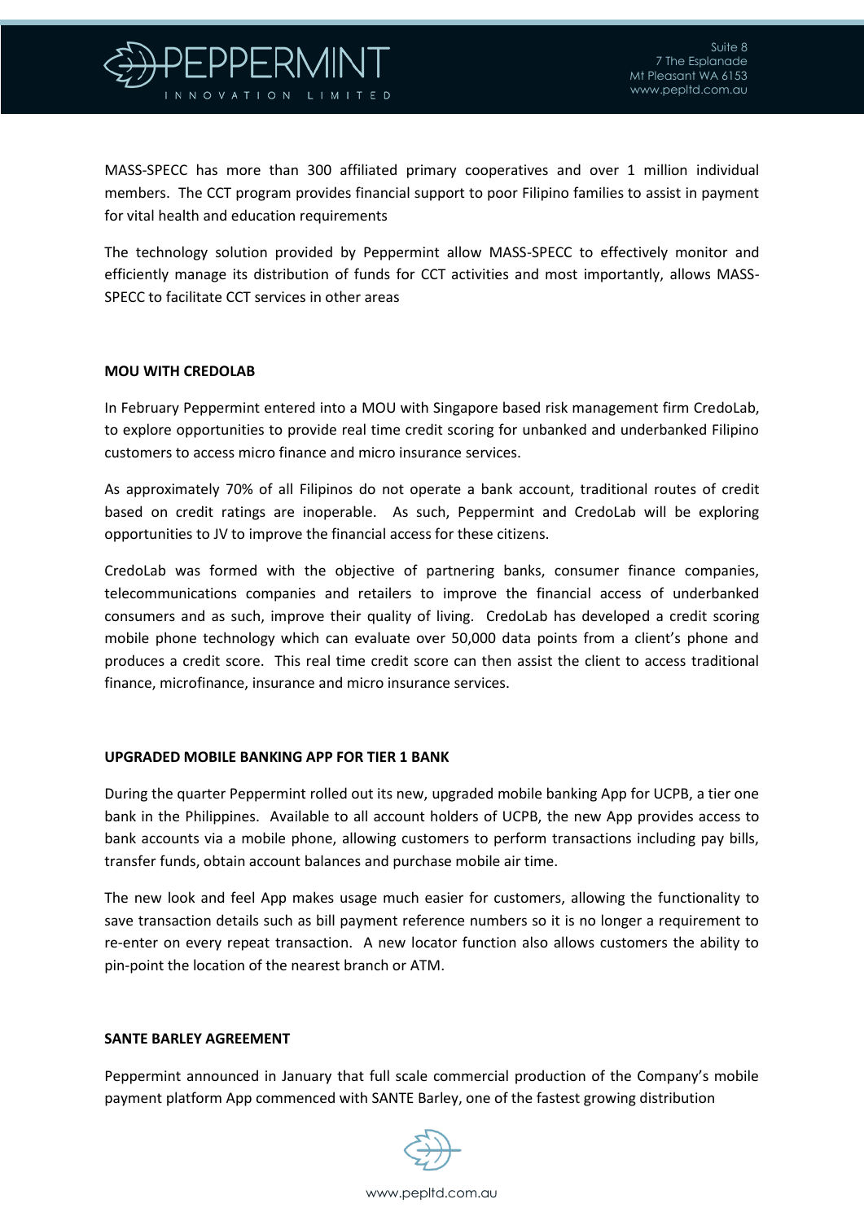MASS-SPECC has more than 300 affiliated primary cooperatives and over 1 million individual members. The CCT program provides financial support to poor Filipino families to assist in payment for vital health and education requirements

The technology solution provided by Peppermint allow MASS-SPECC to effectively monitor and efficiently manage its distribution of funds for CCT activities and most importantly, allows MASS-SPECC to facilitate CCT services in other areas

**MOU WITH CREDOLAB**

In February Peppermint entered into a MOU with Singapore based risk management firm CredoLab, to explore opportunities to provide real time credit scoring for unbanked and underbanked Filipino customers to access micro finance and micro insurance services.

As approximately 70% of all Filipinos do not operate a bank account, traditional routes of credit based on credit ratings are inoperable. As such, Peppermint and CredoLab will be exploring opportunities to JV to improve the financial access for these citizens.

CredoLab was formed with the objective of partnering banks, consumer finance companies, telecommunications companies and retailers to improve the financial access of underbanked consumers and as such, improve their quality of living. CredoLab has developed a credit scoring mobile phone technology which can evaluate over 50,000 data points from a client's phone and produces a credit score. This real time credit score can then assist the client to access traditional finance, microfinance, insurance and micro insurance services.

**UPGRADED MOBILE BANKING APP FOR TIER 1 BANK**

During the quarter Peppermint rolled out its new, upgraded mobile banking App for UCPB, a tier one bank in the Philippines. Available to all account holders of UCPB, the new App provides access to bank accounts via a mobile phone, allowing customers to perform transactions including pay bills, transfer funds, obtain account balances and purchase mobile air time.

The new look and feel App makes usage much easier for customers, allowing the functionality to save transaction details such as bill payment reference numbers so it is no longer a requirement to re-enter on every repeat transaction. A new locator function also allows customers the ability to pin-point the location of the nearest branch or ATM.

**SANTE BARLEY AGREEMENT**

Peppermint announced in January that full scale commercial production of the Company's mobile payment platform App commenced with SANTE Barley, one of the fastest growing distribution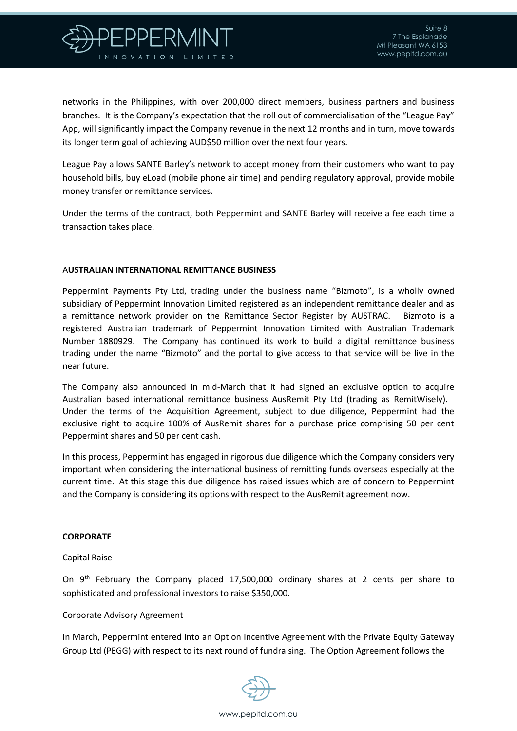networks in the Philippines, with over 200,000 direct members, business partners and business branches. It is the Company's expectation that the roll out of commercialisation of the "League Pay" App, will significantly impact the Company revenue in the next 12 months and in turn, move towards its longer term goal of achieving AUD$50 million over the next four years.

League Pay allows SANTE Barley's network to accept money from their customers who want to pay household bills, buy eLoad (mobile phone air time) and pending regulatory approval, provide mobile money transfer or remittance services.

Under the terms of the contract, both Peppermint and SANTE Barley will receive a fee each time a transaction takes place.

## AUSTRALIAN INTERNATIONAL REMITTANCE BUSINESS

Peppermint Payments Pty Ltd, trading under the business name "Bizmoto", is a wholly owned subsidiary of Peppermint Innovation Limited registered as an independent remittance dealer and as a remittance network provider on the Remittance Sector Register by AUSTRAC. Bizmoto is a registered Australian trademark of Peppermint Innovation Limited with Australian Trademark Number 1880929. The Company has continued its work to build a digital remittance business trading under the name "Bizmoto" and the portal to give access to that service will be live in the near future.

The Company also announced in mid-March that it had signed an exclusive option to acquire Australian based international remittance business AusRemit Pty Ltd (trading as RemitWisely). Under the terms of the Acquisition Agreement, subject to due diligence, Peppermint had the exclusive right to acquire 100% of AusRemit shares for a purchase price comprising 50 per cent Peppermint shares and 50 per cent cash.

In this process, Peppermint has engaged in rigorous due diligence which the Company considers very important when considering the international business of remitting funds overseas especially at the current time. At this stage this due diligence has raised issues which are of concern to Peppermint and the Company is considering its options with respect to the AusRemit agreement now.

## CORPORATE

Capital Raise

On 9th February the Company placed 17,500,000 ordinary shares at 2 cents per share to sophisticated and professional investors to raise $350,000.

Corporate Advisory Agreement

In March, Peppermint entered into an Option Incentive Agreement with the Private Equity Gateway Group Ltd (PEGG) with respect to its next round of fundraising. The Option Agreement follows the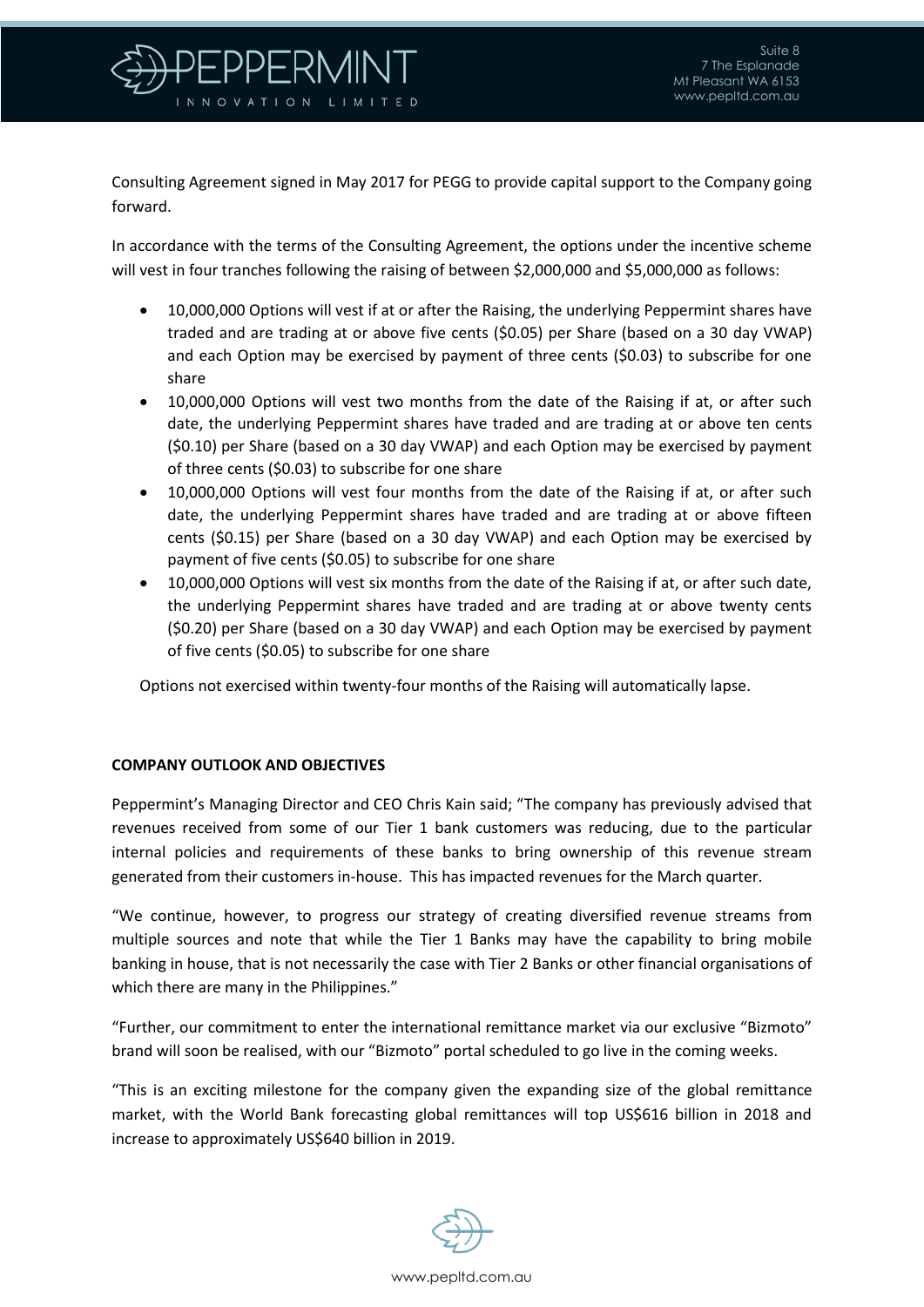Consulting Agreement signed in May 2017 for PEGG to provide capital support to the Company going forward.

In accordance with the terms of the Consulting Agreement, the options under the incentive scheme will vest in four tranches following the raising of between $2,000,000 and $5,000,000 as follows:

- 10,000,000 Options will vest if at or after the Raising, the underlying Peppermint shares have traded and are trading at or above five cents ($0.05) per Share (based on a 30 day VWAP) and each Option may be exercised by payment of three cents ($0.03) to subscribe for one share
- 10,000,000 Options will vest two months from the date of the Raising if at, or after such date, the underlying Peppermint shares have traded and are trading at or above ten cents ($0.10) per Share (based on a 30 day VWAP) and each Option may be exercised by payment of three cents ($0.03) to subscribe for one share
- 10,000,000 Options will vest four months from the date of the Raising if at, or after such date, the underlying Peppermint shares have traded and are trading at or above fifteen cents ($0.15) per Share (based on a 30 day VWAP) and each Option may be exercised by payment of five cents ($0.05) to subscribe for one share
- 10,000,000 Options will vest six months from the date of the Raising if at, or after such date, the underlying Peppermint shares have traded and are trading at or above twenty cents ($0.20) per Share (based on a 30 day VWAP) and each Option may be exercised by payment of five cents ($0.05) to subscribe for one share

Options not exercised within twenty-four months of the Raising will automatically lapse.

**COMPANY OUTLOOK AND OBJECTIVES**

Peppermint's Managing Director and CEO Chris Kain said; "The company has previously advised that revenues received from some of our Tier 1 bank customers was reducing, due to the particular internal policies and requirements of these banks to bring ownership of this revenue stream generated from their customers in-house. This has impacted revenues for the March quarter.

"We continue, however, to progress our strategy of creating diversified revenue streams from multiple sources and note that while the Tier 1 Banks may have the capability to bring mobile banking in house, that is not necessarily the case with Tier 2 Banks or other financial organisations of which there are many in the Philippines."

"Further, our commitment to enter the international remittance market via our exclusive "Bizmoto" brand will soon be realised, with our "Bizmoto" portal scheduled to go live in the coming weeks.

"This is an exciting milestone for the company given the expanding size of the global remittance market, with the World Bank forecasting global remittances will top US$616 billion in 2018 and increase to approximately US$640 billion in 2019.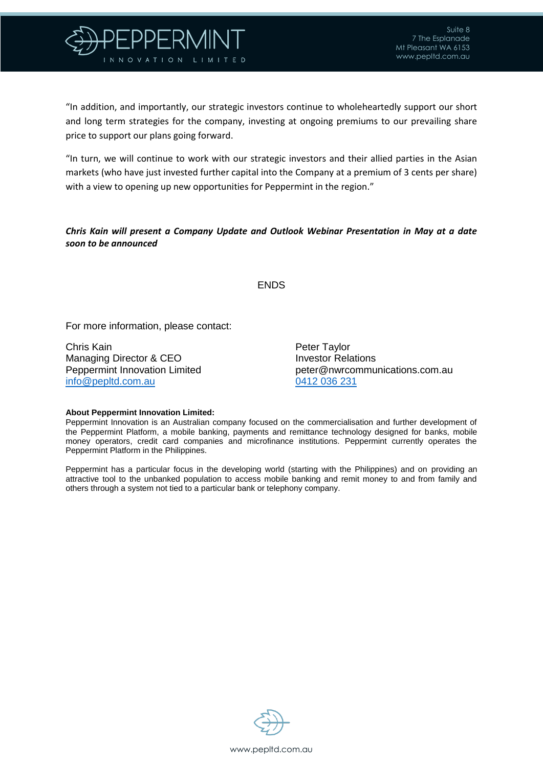"In addition, and importantly, our strategic investors continue to wholeheartedly support our short and long term strategies for the company, investing at ongoing premiums to our prevailing share price to support our plans going forward.

"In turn, we will continue to work with our strategic investors and their allied parties in the Asian markets (who have just invested further capital into the Company at a premium of 3 cents per share) with a view to opening up new opportunities for Peppermint in the region."

***Chris Kain will present a Company Update and Outlook Webinar Presentation in May at a date soon to be announced***

ENDS

For more information, please contact:

Chris Kain
Managing Director & CEO
Peppermint Innovation Limited
info@pepltd.com.au

Peter Taylor
Investor Relations
peter@nwrcommunications.com.au
0412 036 231

**About Peppermint Innovation Limited:**
Peppermint Innovation is an Australian company focused on the commercialisation and further development of the Peppermint Platform, a mobile banking, payments and remittance technology designed for banks, mobile money operators, credit card companies and microfinance institutions. Peppermint currently operates the Peppermint Platform in the Philippines.

Peppermint has a particular focus in the developing world (starting with the Philippines) and on providing an attractive tool to the unbanked population to access mobile banking and remit money to and from family and others through a system not tied to a particular bank or telephony company.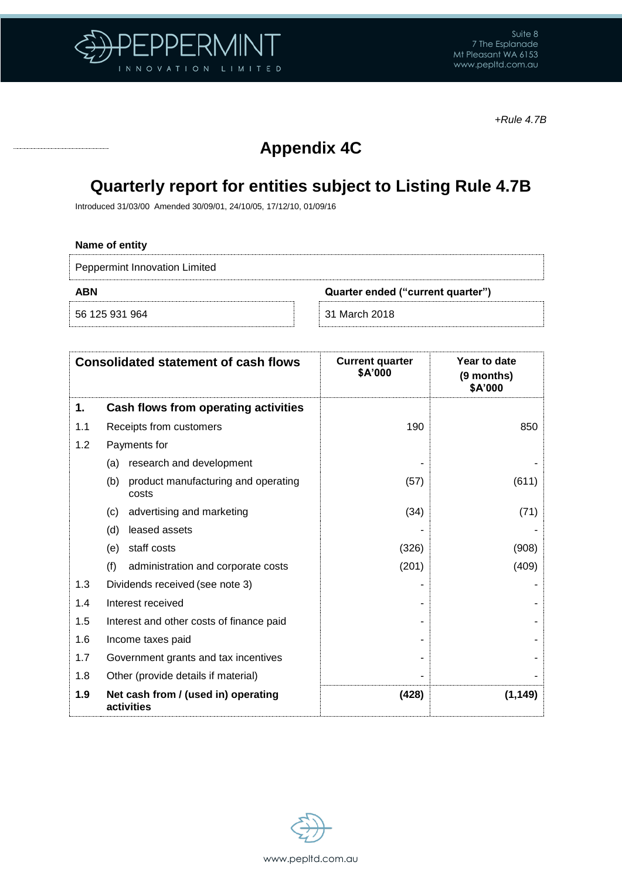*+Rule 4.7B*

# Appendix 4C

## Quarterly report for entities subject to Listing Rule 4.7B

Introduced 31/03/00 Amended 30/09/01, 24/10/05, 17/12/10, 01/09/16

**Name of entity**

Peppermint Innovation Limited

| **ABN** | **Quarter ended ("current quarter")** |
|---|---|
| 56 125 931 964 | 31 March 2018 |

| **Consolidated statement of cash flows** | | **Current quarter $A'000** | **Year to date (9 months) $A'000** |
|---|---|---|---|
| **1.** | **Cash flows from operating activities** | | |
| 1.1 | Receipts from customers | 190 | 850 |
| 1.2 | Payments for | | |
| | (a) research and development | - | - |
| | (b) product manufacturing and operating costs | (57) | (611) |
| | (c) advertising and marketing | (34) | (71) |
| | (d) leased assets | - | - |
| | (e) staff costs | (326) | (908) |
| | (f) administration and corporate costs | (201) | (409) |
| 1.3 | Dividends received (see note 3) | - | - |
| 1.4 | Interest received | - | - |
| 1.5 | Interest and other costs of finance paid | - | - |
| 1.6 | Income taxes paid | - | - |
| 1.7 | Government grants and tax incentives | - | - |
| 1.8 | Other (provide details if material) | - | - |
| **1.9** | **Net cash from / (used in) operating activities** | **(428)** | **(1,149)** |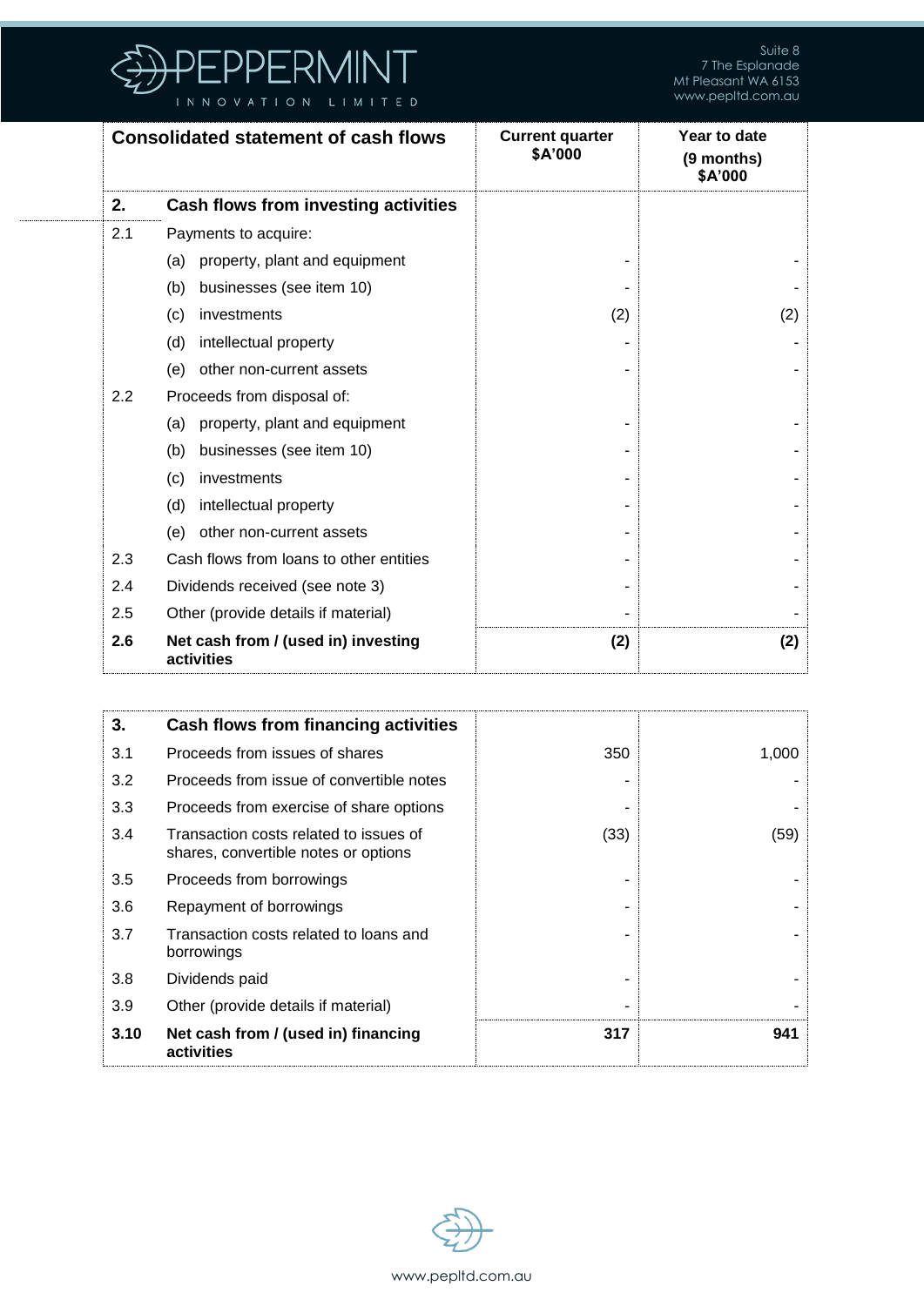| Consolidated statement of cash flows | | Current quarter $A'000 | Year to date (9 months) $A'000 |
|---|---|---|---|
| **2.** | **Cash flows from investing activities** | | |
| 2.1 | Payments to acquire: | | |
| | (a) property, plant and equipment | - | - |
| | (b) businesses (see item 10) | - | - |
| | (c) investments | (2) | (2) |
| | (d) intellectual property | - | - |
| | (e) other non-current assets | - | - |
| 2.2 | Proceeds from disposal of: | | |
| | (a) property, plant and equipment | - | - |
| | (b) businesses (see item 10) | - | - |
| | (c) investments | - | - |
| | (d) intellectual property | - | - |
| | (e) other non-current assets | - | - |
| 2.3 | Cash flows from loans to other entities | - | - |
| 2.4 | Dividends received (see note 3) | - | - |
| 2.5 | Other (provide details if material) | - | - |
| **2.6** | **Net cash from / (used in) investing activities** | **(2)** | **(2)** |

| | | | |
|---|---|---|---|
| **3.** | **Cash flows from financing activities** | | |
| 3.1 | Proceeds from issues of shares | 350 | 1,000 |
| 3.2 | Proceeds from issue of convertible notes | - | - |
| 3.3 | Proceeds from exercise of share options | - | - |
| 3.4 | Transaction costs related to issues of shares, convertible notes or options | (33) | (59) |
| 3.5 | Proceeds from borrowings | - | - |
| 3.6 | Repayment of borrowings | - | - |
| 3.7 | Transaction costs related to loans and borrowings | - | - |
| 3.8 | Dividends paid | - | - |
| 3.9 | Other (provide details if material) | - | - |
| **3.10** | **Net cash from / (used in) financing activities** | **317** | **941** |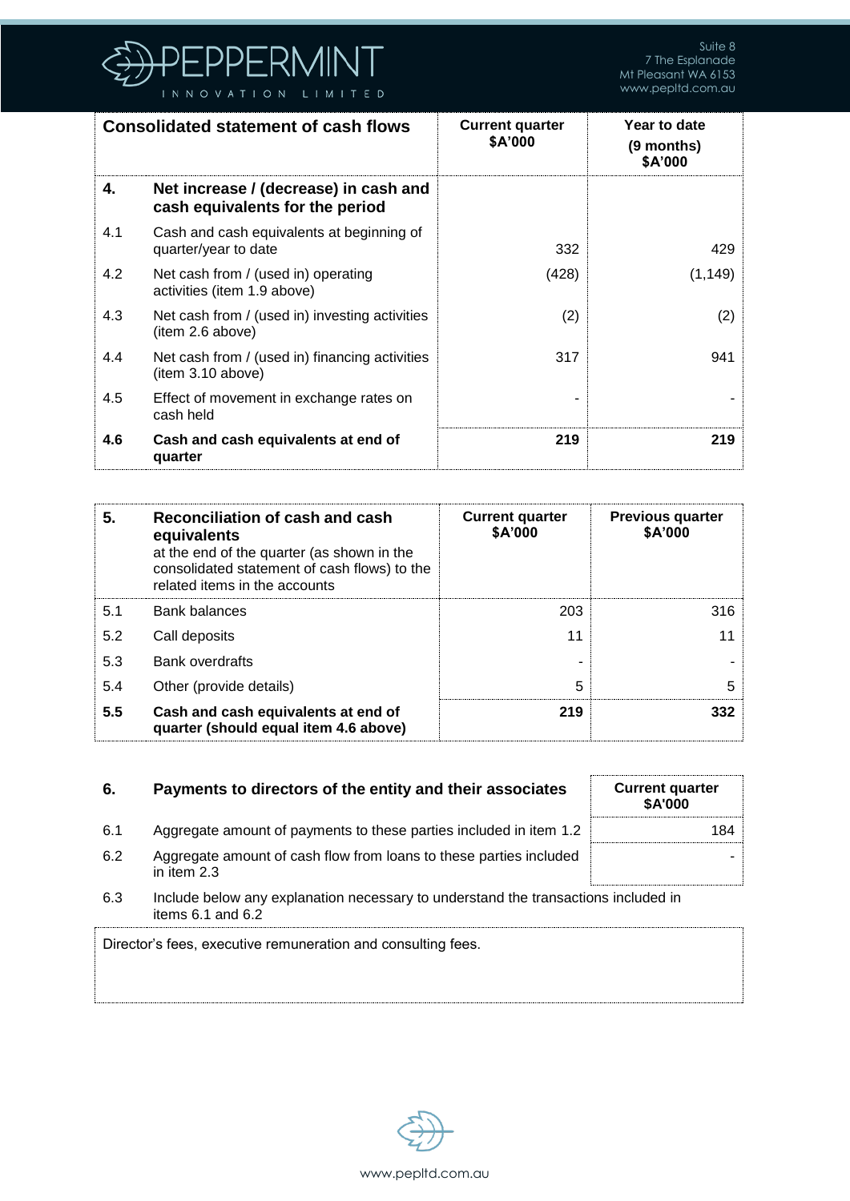| Consolidated statement of cash flows | | Current quarter $A'000 | Year to date (9 months) $A'000 |
|---|---|---|---|
| **4.** | **Net increase / (decrease) in cash and cash equivalents for the period** | | |
| 4.1 | Cash and cash equivalents at beginning of quarter/year to date | 332 | 429 |
| 4.2 | Net cash from / (used in) operating activities (item 1.9 above) | (428) | (1,149) |
| 4.3 | Net cash from / (used in) investing activities (item 2.6 above) | (2) | (2) |
| 4.4 | Net cash from / (used in) financing activities (item 3.10 above) | 317 | 941 |
| 4.5 | Effect of movement in exchange rates on cash held | - | - |
| **4.6** | **Cash and cash equivalents at end of quarter** | **219** | **219** |

| **5.** | **Reconciliation of cash and cash equivalents** at the end of the quarter (as shown in the consolidated statement of cash flows) to the related items in the accounts | Current quarter $A'000 | Previous quarter $A'000 |
|---|---|---|---|
| 5.1 | Bank balances | 203 | 316 |
| 5.2 | Call deposits | 11 | 11 |
| 5.3 | Bank overdrafts | - | - |
| 5.4 | Other (provide details) | 5 | 5 |
| **5.5** | **Cash and cash equivalents at end of quarter (should equal item 4.6 above)** | **219** | **332** |

| **6.** | **Payments to directors of the entity and their associates** | Current quarter $A'000 |
|---|---|---|
| 6.1 | Aggregate amount of payments to these parties included in item 1.2 | 184 |
| 6.2 | Aggregate amount of cash flow from loans to these parties included in item 2.3 | - |

6.3 Include below any explanation necessary to understand the transactions included in items 6.1 and 6.2

Director's fees, executive remuneration and consulting fees.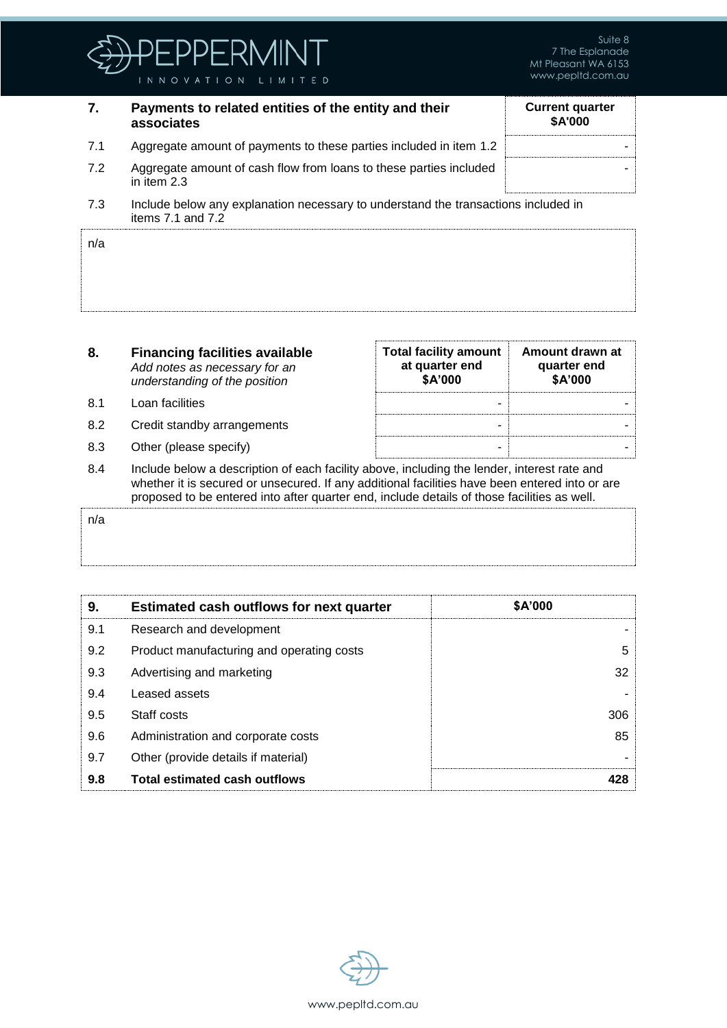| 7. | **Payments to related entities of the entity and their associates** | **Current quarter $A'000** |
|---|---|---|
| 7.1 | Aggregate amount of payments to these parties included in item 1.2 | - |
| 7.2 | Aggregate amount of cash flow from loans to these parties included in item 2.3 | - |

7.3 Include below any explanation necessary to understand the transactions included in items 7.1 and 7.2

n/a

| 8. | **Financing facilities available** *Add notes as necessary for an understanding of the position* | **Total facility amount at quarter end $A'000** | **Amount drawn at quarter end $A'000** |
|---|---|---|---|
| 8.1 | Loan facilities | - | - |
| 8.2 | Credit standby arrangements | - | - |
| 8.3 | Other (please specify) | - | - |

8.4 Include below a description of each facility above, including the lender, interest rate and whether it is secured or unsecured. If any additional facilities have been entered into or are proposed to be entered into after quarter end, include details of those facilities as well.

n/a

| 9. | **Estimated cash outflows for next quarter** | **$A'000** |
|---|---|---|
| 9.1 | Research and development | - |
| 9.2 | Product manufacturing and operating costs | 5 |
| 9.3 | Advertising and marketing | 32 |
| 9.4 | Leased assets | - |
| 9.5 | Staff costs | 306 |
| 9.6 | Administration and corporate costs | 85 |
| 9.7 | Other (provide details if material) | - |
| **9.8** | **Total estimated cash outflows** | **428** |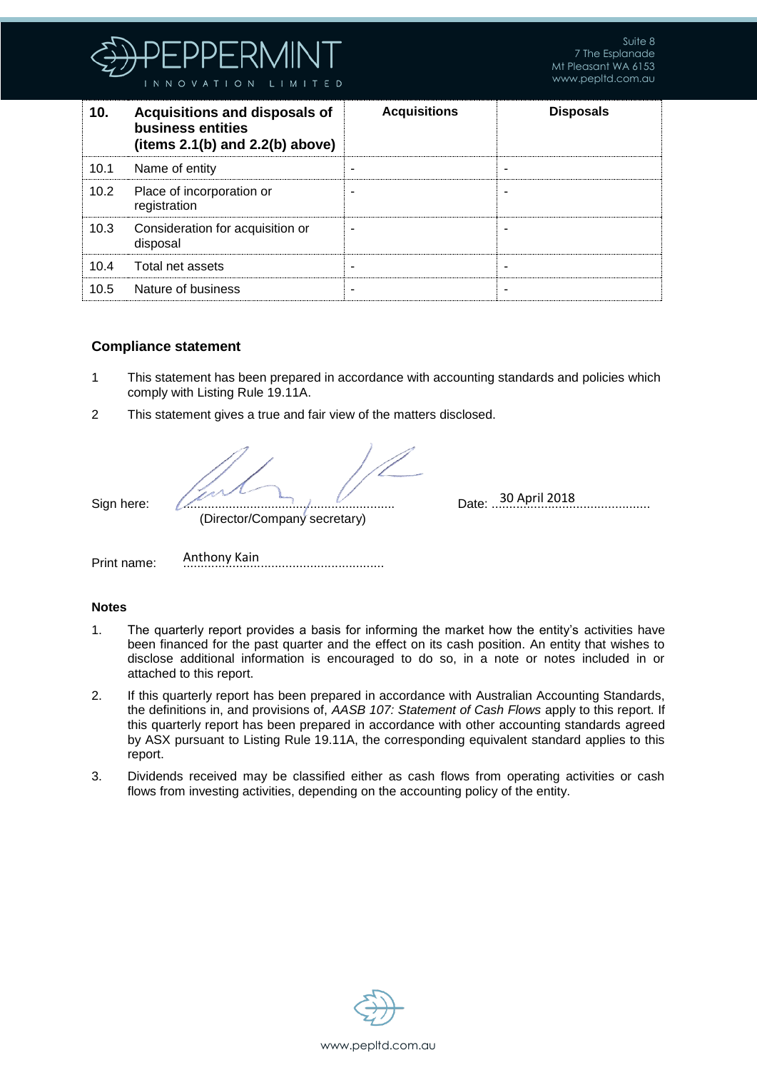| 10. | Acquisitions and disposals of business entities (items 2.1(b) and 2.2(b) above) | Acquisitions | Disposals |
|---|---|---|---|
| 10.1 | Name of entity | - | - |
| 10.2 | Place of incorporation or registration | - | - |
| 10.3 | Consideration for acquisition or disposal | - | - |
| 10.4 | Total net assets | - | - |
| 10.5 | Nature of business | - | - |

### Compliance statement

1 This statement has been prepared in accordance with accounting standards and policies which comply with Listing Rule 19.11A.

2 This statement gives a true and fair view of the matters disclosed.

Sign here: ............................................................ (Director/Company secretary)

Date: 30 April 2018

Print name: Anthony Kain

### Notes

1. The quarterly report provides a basis for informing the market how the entity's activities have been financed for the past quarter and the effect on its cash position. An entity that wishes to disclose additional information is encouraged to do so, in a note or notes included in or attached to this report.
2. If this quarterly report has been prepared in accordance with Australian Accounting Standards, the definitions in, and provisions of, *AASB 107: Statement of Cash Flows* apply to this report. If this quarterly report has been prepared in accordance with other accounting standards agreed by ASX pursuant to Listing Rule 19.11A, the corresponding equivalent standard applies to this report.
3. Dividends received may be classified either as cash flows from operating activities or cash flows from investing activities, depending on the accounting policy of the entity.